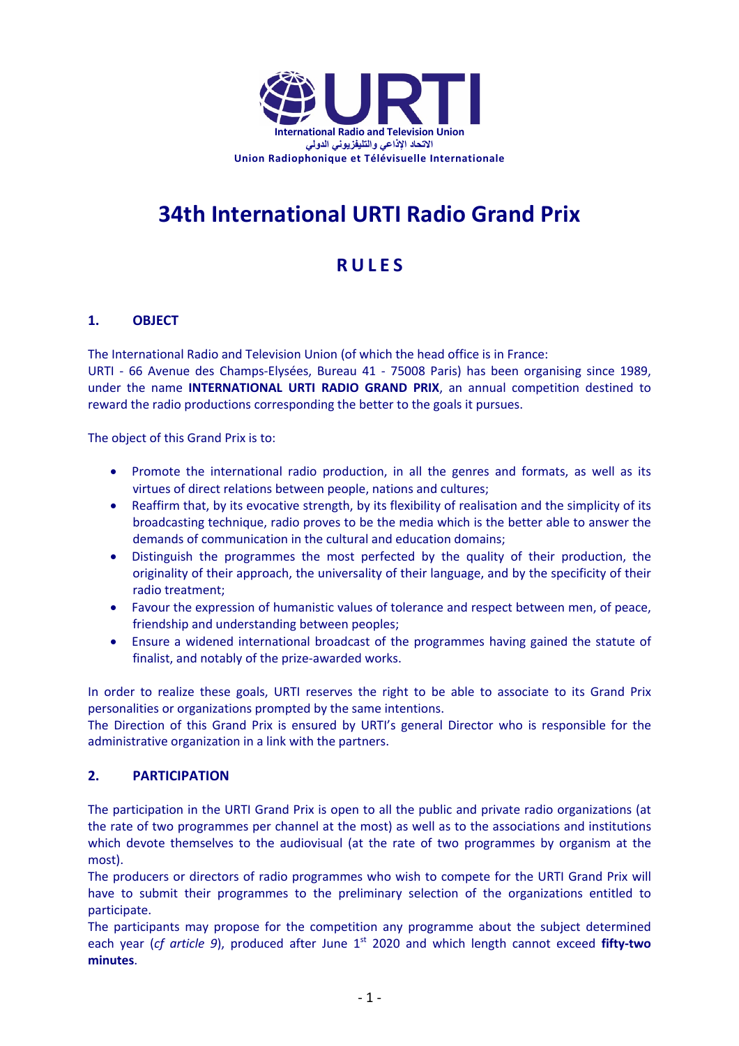URTI

International Radio and Television Union

الاتحاد الإذاعي والتليفزيوني الدولي

Union Radiophonique et Télévisuelle Internationale

# 34th International URTI Radio Grand Prix

## RULES

### 1. OBJECT

The International Radio and Television Union (of which the head office is in France:
URTI - 66 Avenue des Champs-Elysées, Bureau 41 - 75008 Paris) has been organising since 1989, under the name **INTERNATIONAL URTI RADIO GRAND PRIX**, an annual competition destined to reward the radio productions corresponding the better to the goals it pursues.

The object of this Grand Prix is to:

- Promote the international radio production, in all the genres and formats, as well as its virtues of direct relations between people, nations and cultures;
- Reaffirm that, by its evocative strength, by its flexibility of realisation and the simplicity of its broadcasting technique, radio proves to be the media which is the better able to answer the demands of communication in the cultural and education domains;
- Distinguish the programmes the most perfected by the quality of their production, the originality of their approach, the universality of their language, and by the specificity of their radio treatment;
- Favour the expression of humanistic values of tolerance and respect between men, of peace, friendship and understanding between peoples;
- Ensure a widened international broadcast of the programmes having gained the statute of finalist, and notably of the prize-awarded works.

In order to realize these goals, URTI reserves the right to be able to associate to its Grand Prix personalities or organizations prompted by the same intentions.
The Direction of this Grand Prix is ensured by URTI's general Director who is responsible for the administrative organization in a link with the partners.

### 2. PARTICIPATION

The participation in the URTI Grand Prix is open to all the public and private radio organizations (at the rate of two programmes per channel at the most) as well as to the associations and institutions which devote themselves to the audiovisual (at the rate of two programmes by organism at the most).
The producers or directors of radio programmes who wish to compete for the URTI Grand Prix will have to submit their programmes to the preliminary selection of the organizations entitled to participate.
The participants may propose for the competition any programme about the subject determined each year (*cf article 9*), produced after June 1st 2020 and which length cannot exceed **fifty-two minutes**.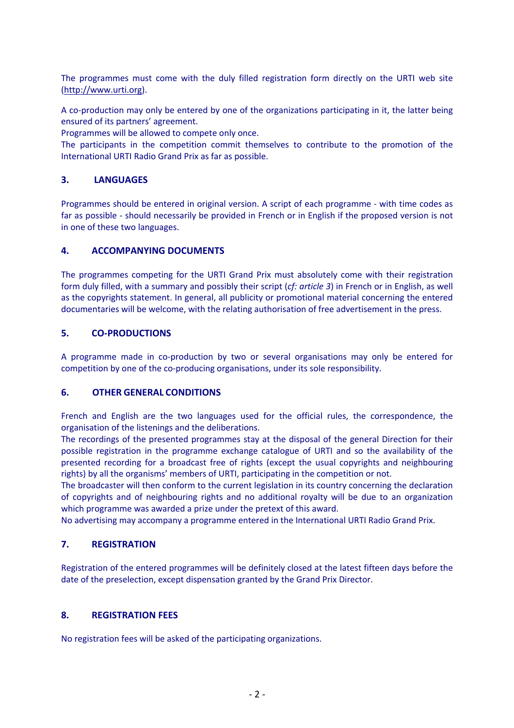The programmes must come with the duly filled registration form directly on the URTI web site (http://www.urti.org).

A co-production may only be entered by one of the organizations participating in it, the latter being ensured of its partners' agreement.
Programmes will be allowed to compete only once.
The participants in the competition commit themselves to contribute to the promotion of the International URTI Radio Grand Prix as far as possible.

## 3. LANGUAGES

Programmes should be entered in original version. A script of each programme - with time codes as far as possible - should necessarily be provided in French or in English if the proposed version is not in one of these two languages.

## 4. ACCOMPANYING DOCUMENTS

The programmes competing for the URTI Grand Prix must absolutely come with their registration form duly filled, with a summary and possibly their script (*cf: article 3*) in French or in English, as well as the copyrights statement. In general, all publicity or promotional material concerning the entered documentaries will be welcome, with the relating authorisation of free advertisement in the press.

## 5. CO-PRODUCTIONS

A programme made in co-production by two or several organisations may only be entered for competition by one of the co-producing organisations, under its sole responsibility.

## 6. OTHER GENERAL CONDITIONS

French and English are the two languages used for the official rules, the correspondence, the organisation of the listenings and the deliberations.
The recordings of the presented programmes stay at the disposal of the general Direction for their possible registration in the programme exchange catalogue of URTI and so the availability of the presented recording for a broadcast free of rights (except the usual copyrights and neighbouring rights) by all the organisms' members of URTI, participating in the competition or not.
The broadcaster will then conform to the current legislation in its country concerning the declaration of copyrights and of neighbouring rights and no additional royalty will be due to an organization which programme was awarded a prize under the pretext of this award.
No advertising may accompany a programme entered in the International URTI Radio Grand Prix.

## 7. REGISTRATION

Registration of the entered programmes will be definitely closed at the latest fifteen days before the date of the preselection, except dispensation granted by the Grand Prix Director.

## 8. REGISTRATION FEES

No registration fees will be asked of the participating organizations.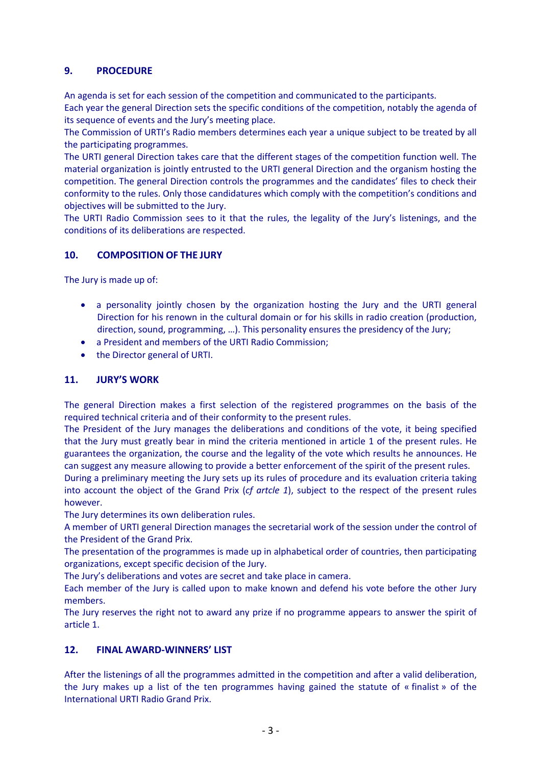## 9. PROCEDURE

An agenda is set for each session of the competition and communicated to the participants.
Each year the general Direction sets the specific conditions of the competition, notably the agenda of its sequence of events and the Jury's meeting place.
The Commission of URTI's Radio members determines each year a unique subject to be treated by all the participating programmes.
The URTI general Direction takes care that the different stages of the competition function well. The material organization is jointly entrusted to the URTI general Direction and the organism hosting the competition. The general Direction controls the programmes and the candidates' files to check their conformity to the rules. Only those candidatures which comply with the competition's conditions and objectives will be submitted to the Jury.
The URTI Radio Commission sees to it that the rules, the legality of the Jury's listenings, and the conditions of its deliberations are respected.

## 10. COMPOSITION OF THE JURY

The Jury is made up of:

- a personality jointly chosen by the organization hosting the Jury and the URTI general Direction for his renown in the cultural domain or for his skills in radio creation (production, direction, sound, programming, …). This personality ensures the presidency of the Jury;
- a President and members of the URTI Radio Commission;
- the Director general of URTI.

## 11. JURY'S WORK

The general Direction makes a first selection of the registered programmes on the basis of the required technical criteria and of their conformity to the present rules.
The President of the Jury manages the deliberations and conditions of the vote, it being specified that the Jury must greatly bear in mind the criteria mentioned in article 1 of the present rules. He guarantees the organization, the course and the legality of the vote which results he announces. He can suggest any measure allowing to provide a better enforcement of the spirit of the present rules.
During a preliminary meeting the Jury sets up its rules of procedure and its evaluation criteria taking into account the object of the Grand Prix (*cf artcle 1*), subject to the respect of the present rules however.
The Jury determines its own deliberation rules.
A member of URTI general Direction manages the secretarial work of the session under the control of the President of the Grand Prix.
The presentation of the programmes is made up in alphabetical order of countries, then participating organizations, except specific decision of the Jury.
The Jury's deliberations and votes are secret and take place in camera.
Each member of the Jury is called upon to make known and defend his vote before the other Jury members.
The Jury reserves the right not to award any prize if no programme appears to answer the spirit of article 1.

## 12. FINAL AWARD-WINNERS' LIST

After the listenings of all the programmes admitted in the competition and after a valid deliberation, the Jury makes up a list of the ten programmes having gained the statute of « finalist » of the International URTI Radio Grand Prix.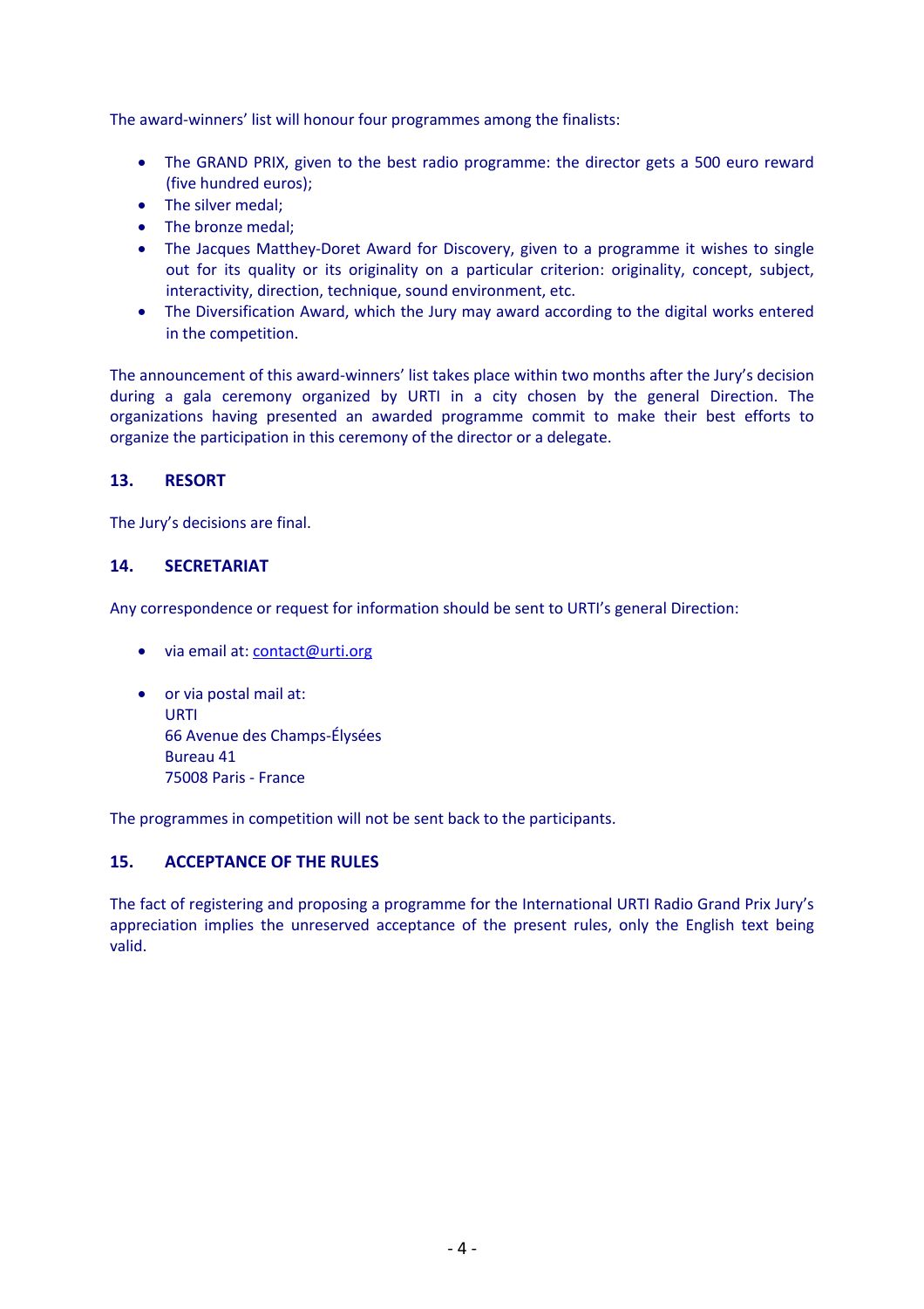The award-winners' list will honour four programmes among the finalists:

- The GRAND PRIX, given to the best radio programme: the director gets a 500 euro reward (five hundred euros);
- The silver medal;
- The bronze medal;
- The Jacques Matthey-Doret Award for Discovery, given to a programme it wishes to single out for its quality or its originality on a particular criterion: originality, concept, subject, interactivity, direction, technique, sound environment, etc.
- The Diversification Award, which the Jury may award according to the digital works entered in the competition.

The announcement of this award-winners' list takes place within two months after the Jury's decision during a gala ceremony organized by URTI in a city chosen by the general Direction. The organizations having presented an awarded programme commit to make their best efforts to organize the participation in this ceremony of the director or a delegate.

## 13. RESORT

The Jury's decisions are final.

## 14. SECRETARIAT

Any correspondence or request for information should be sent to URTI's general Direction:

- via email at: contact@urti.org

- or via postal mail at:
  URTI
  66 Avenue des Champs-Élysées
  Bureau 41
  75008 Paris - France

The programmes in competition will not be sent back to the participants.

## 15. ACCEPTANCE OF THE RULES

The fact of registering and proposing a programme for the International URTI Radio Grand Prix Jury's appreciation implies the unreserved acceptance of the present rules, only the English text being valid.